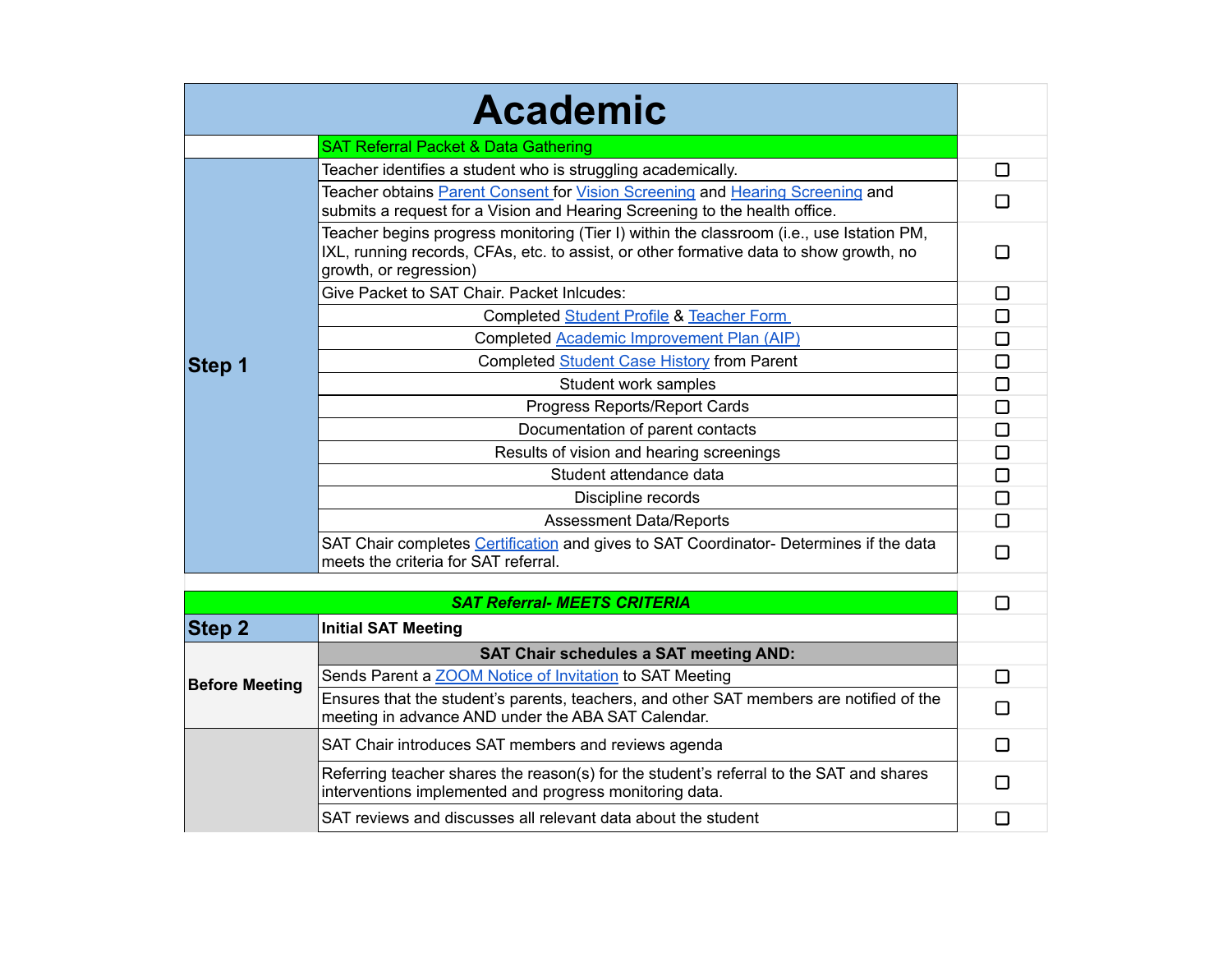# Academic

| | SAT Referral Packet & Data Gathering | |
|---|---|---|
| **Step 1** | Teacher identifies a student who is struggling academically. | ☐ |
| | Teacher obtains Parent Consent for Vision Screening and Hearing Screening and submits a request for a Vision and Hearing Screening to the health office. | ☐ |
| | Teacher begins progress monitoring (Tier I) within the classroom (i.e., use Istation PM, IXL, running records, CFAs, etc. to assist, or other formative data to show growth, no growth, or regression) | ☐ |
| | Give Packet to SAT Chair. Packet Inlcudes: | ☐ |
| | Completed Student Profile & Teacher Form | ☐ |
| | Completed Academic Improvement Plan (AIP) | ☐ |
| | Completed Student Case History from Parent | ☐ |
| | Student work samples | ☐ |
| | Progress Reports/Report Cards | ☐ |
| | Documentation of parent contacts | ☐ |
| | Results of vision and hearing screenings | ☐ |
| | Student attendance data | ☐ |
| | Discipline records | ☐ |
| | Assessment Data/Reports | ☐ |
| | SAT Chair completes Certification and gives to SAT Coordinator- Determines if the data meets the criteria for SAT referral. | ☐ |

| | ***SAT Referral- MEETS CRITERIA*** | ☐ |
|---|---|---|
| **Step 2** | **Initial SAT Meeting** | |
| | **SAT Chair schedules a SAT meeting AND:** | |
| **Before Meeting** | Sends Parent a ZOOM Notice of Invitation to SAT Meeting | ☐ |
| | Ensures that the student's parents, teachers, and other SAT members are notified of the meeting in advance AND under the ABA SAT Calendar. | ☐ |
| | SAT Chair introduces SAT members and reviews agenda | ☐ |
| | Referring teacher shares the reason(s) for the student's referral to the SAT and shares interventions implemented and progress monitoring data. | ☐ |
| | SAT reviews and discusses all relevant data about the student | ☐ |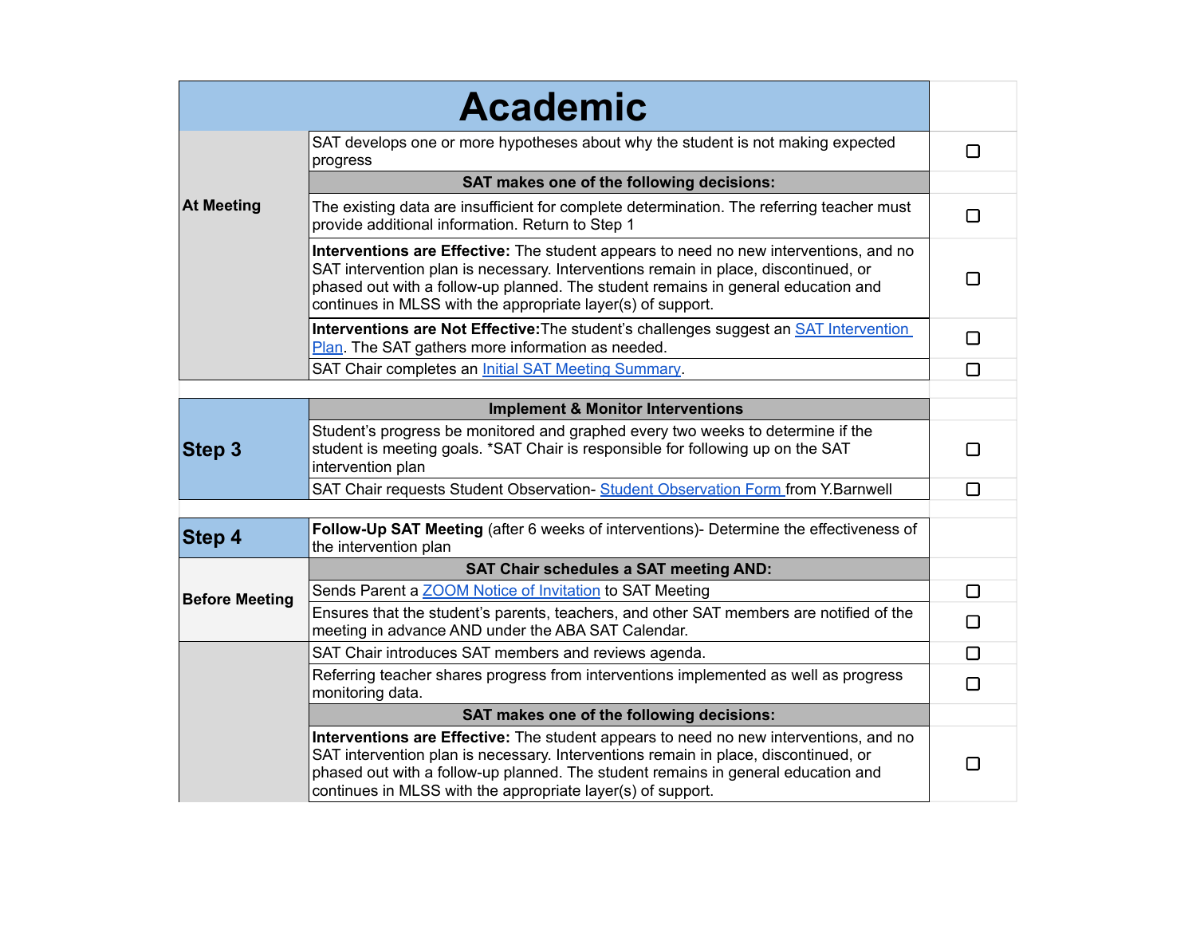# Academic

| | | |
|---|---|---|
| **At Meeting** | SAT develops one or more hypotheses about why the student is not making expected progress | ☐ |
| | **SAT makes one of the following decisions:** | |
| | The existing data are insufficient for complete determination. The referring teacher must provide additional information. Return to Step 1 | ☐ |
| | **Interventions are Effective:** The student appears to need no new interventions, and no SAT intervention plan is necessary. Interventions remain in place, discontinued, or phased out with a follow-up planned. The student remains in general education and continues in MLSS with the appropriate layer(s) of support. | ☐ |
| | **Interventions are Not Effective:** The student's challenges suggest an SAT Intervention Plan. The SAT gathers more information as needed. | ☐ |
| | SAT Chair completes an Initial SAT Meeting Summary. | ☐ |
| | | |
| **Step 3** | **Implement & Monitor Interventions** | |
| | Student's progress be monitored and graphed every two weeks to determine if the student is meeting goals. *SAT Chair is responsible for following up on the SAT intervention plan | ☐ |
| | SAT Chair requests Student Observation- Student Observation Form from Y.Barnwell | ☐ |
| | | |
| **Step 4** | **Follow-Up SAT Meeting** (after 6 weeks of interventions)- Determine the effectiveness of the intervention plan | |
| **Before Meeting** | **SAT Chair schedules a SAT meeting AND:** | |
| | Sends Parent a ZOOM Notice of Invitation to SAT Meeting | ☐ |
| | Ensures that the student's parents, teachers, and other SAT members are notified of the meeting in advance AND under the ABA SAT Calendar. | ☐ |
| | SAT Chair introduces SAT members and reviews agenda. | ☐ |
| | Referring teacher shares progress from interventions implemented as well as progress monitoring data. | ☐ |
| | **SAT makes one of the following decisions:** | |
| | **Interventions are Effective:** The student appears to need no new interventions, and no SAT intervention plan is necessary. Interventions remain in place, discontinued, or phased out with a follow-up planned. The student remains in general education and continues in MLSS with the appropriate layer(s) of support. | ☐ |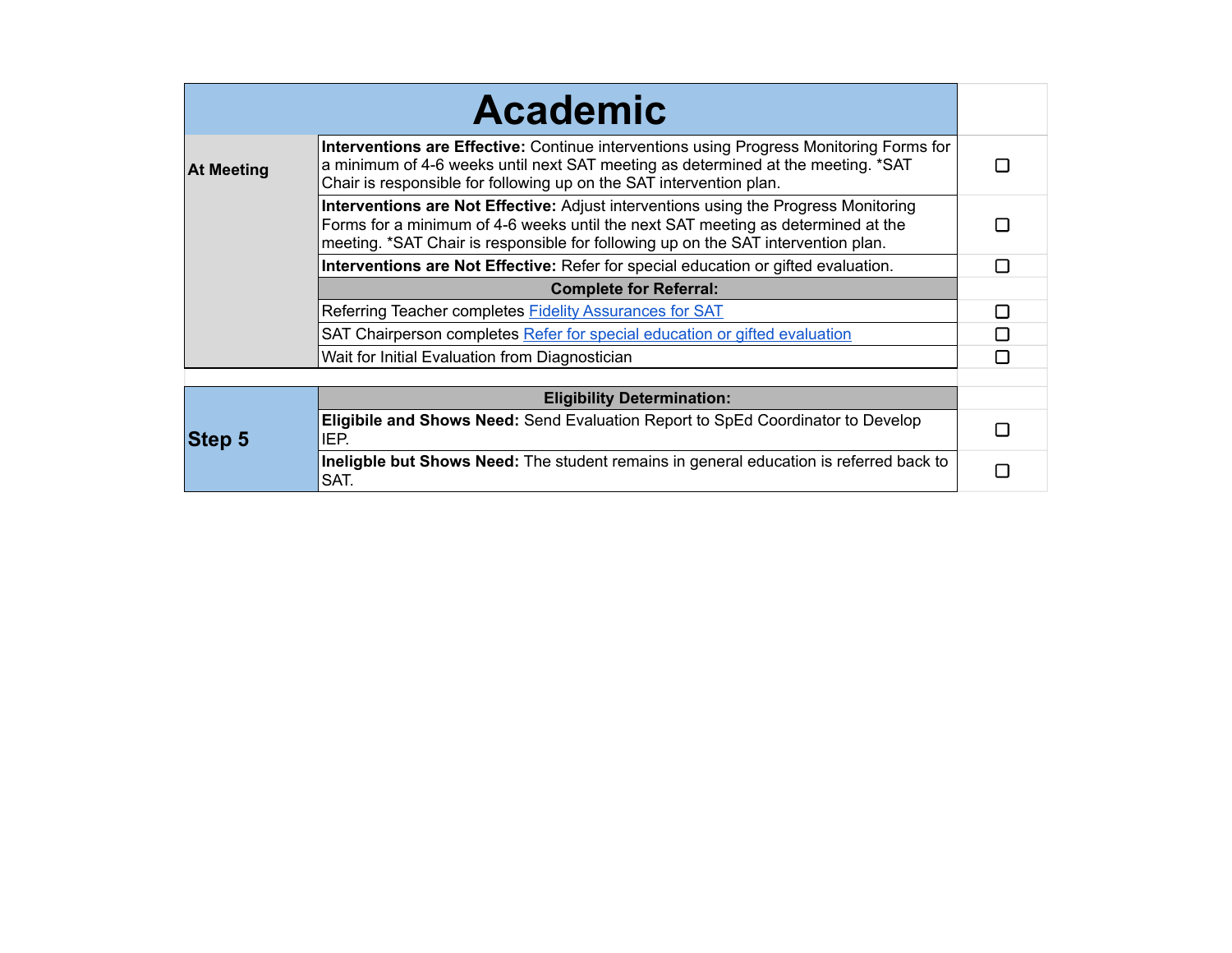# Academic

| | | |
|---|---|---|
| **At Meeting** | **Interventions are Effective:** Continue interventions using Progress Monitoring Forms for a minimum of 4-6 weeks until next SAT meeting as determined at the meeting. *SAT Chair is responsible for following up on the SAT intervention plan. | ☐ |
| | **Interventions are Not Effective:** Adjust interventions using the Progress Monitoring Forms for a minimum of 4-6 weeks until the next SAT meeting as determined at the meeting. *SAT Chair is responsible for following up on the SAT intervention plan. | ☐ |
| | **Interventions are Not Effective:** Refer for special education or gifted evaluation. | ☐ |
| | **Complete for Referral:** | |
| | Referring Teacher completes Fidelity Assurances for SAT | ☐ |
| | SAT Chairperson completes Refer for special education or gifted evaluation | ☐ |
| | Wait for Initial Evaluation from Diagnostician | ☐ |

| | | |
|---|---|---|
| **Step 5** | **Eligibility Determination:** | |
| | **Eligibile and Shows Need:** Send Evaluation Report to SpEd Coordinator to Develop IEP. | ☐ |
| | **Ineligble but Shows Need:** The student remains in general education is referred back to SAT. | ☐ |